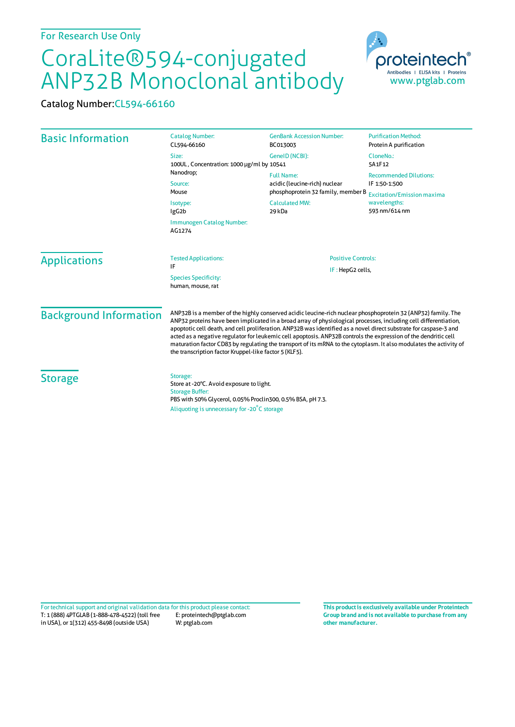For Research Use Only

# CoraLite®594-conjugated ANP32B Monoclonal antibody

Catalog Number: CL594-66160

## Basic Information

**Catalog Number:**
CL594-66160

**Size:**
100UL , Concentration: 1000 μg/ml by Nanodrop;

**Source:**
Mouse

**Isotype:**
IgG2b

**Immunogen Catalog Number:**
AG1274

**GenBank Accession Number:**
BC013003

**GeneID (NCBI):**
10541

**Full Name:**
acidic (leucine-rich) nuclear phosphoprotein 32 family, member B

**Calculated MW:**
29 kDa

**Purification Method:**
Protein A purification

**CloneNo.:**
5A1F12

**Recommended Dilutions:**
IF 1:50-1:500

**Excitation/Emission maxima wavelengths:**
593 nm/614 nm

## Applications

**Tested Applications:**
IF

**Species Specificity:**
human, mouse, rat

**Positive Controls:**
IF : HepG2 cells,

## Background Information

ANP32B is a member of the highly conserved acidic leucine-rich nuclear phosphoprotein 32 (ANP32) family. The ANP32 proteins have been implicated in a broad array of physiological processes, including cell differentiation, apoptotic cell death, and cell proliferation. ANP32B was identified as a novel direct substrate for caspase-3 and acted as a negative regulator for leukemic cell apoptosis. ANP32B controls the expression of the dendritic cell maturation factor CD83 by regulating the transport of its mRNA to the cytoplasm. It also modulates the activity of the transcription factor Kruppel-like factor 5 (KLF5).

## Storage

**Storage:**
Store at -20°C. Avoid exposure to light.

**Storage Buffer:**
PBS with 50% Glycerol, 0.05% Proclin300, 0.5% BSA, pH 7.3.

Aliquoting is unnecessary for -20°C storage

For technical support and original validation data for this product please contact:
T: 1 (888) 4PTGLAB (1-888-478-4522) (toll free in USA), or 1(312) 455-8498 (outside USA)
E: proteintech@ptglab.com
W: ptglab.com

**This product is exclusively available under Proteintech Group brand and is not available to purchase from any other manufacturer.**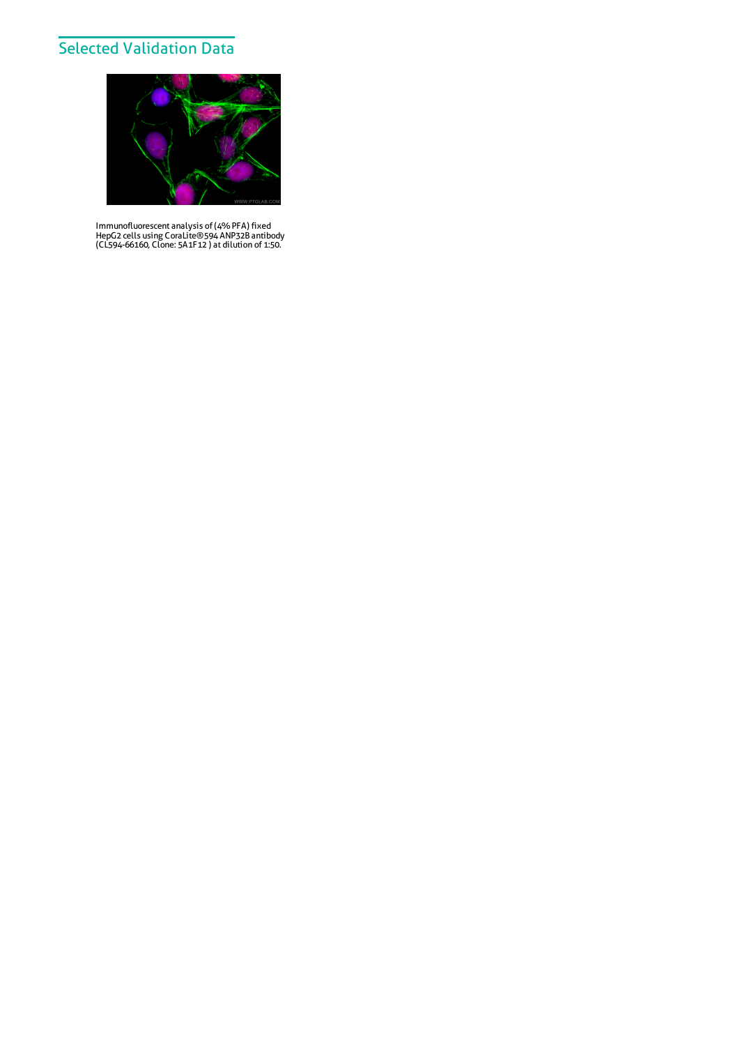## Selected Validation Data

Immunofluorescent analysis of (4% PFA) fixed HepG2 cells using CoraLite®594 ANP32B antibody (CL594-66160, Clone: 5A1F12 ) at dilution of 1:50.